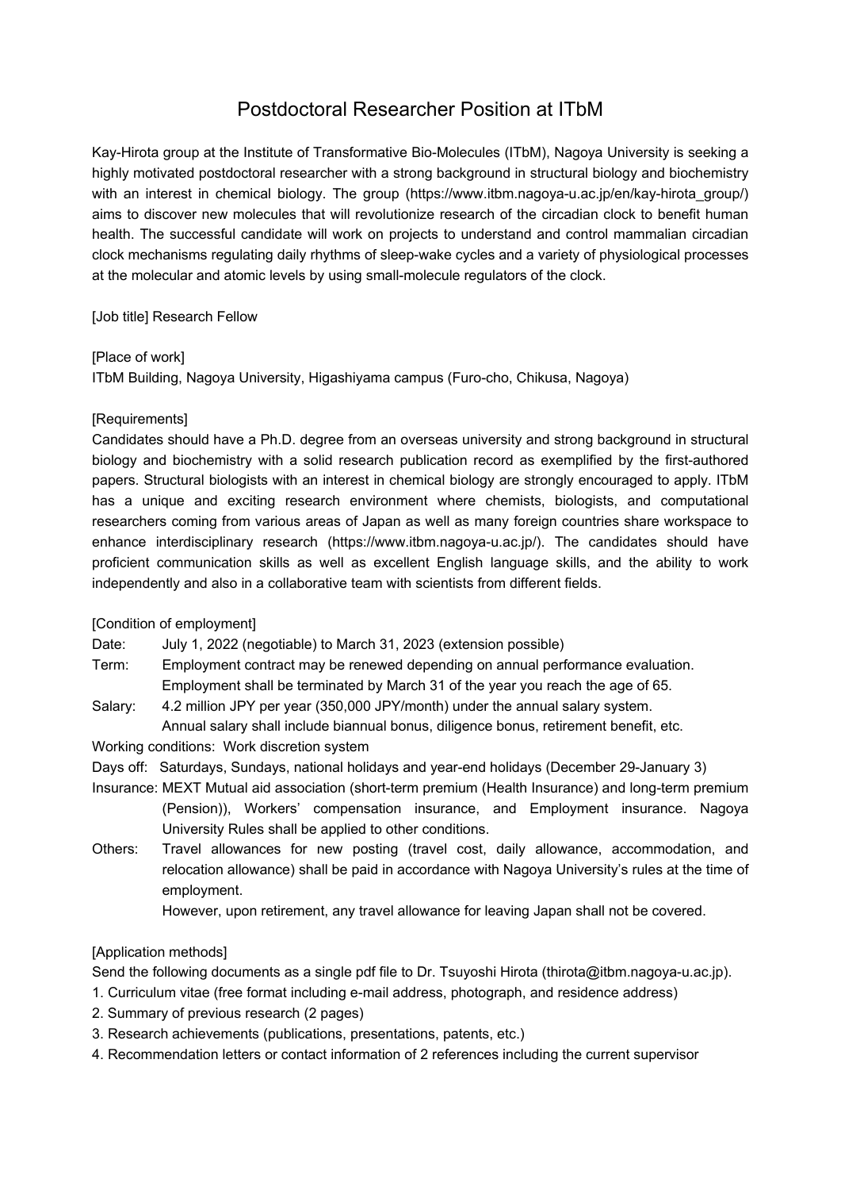# Postdoctoral Researcher Position at ITbM

Kay-Hirota group at the Institute of Transformative Bio-Molecules (ITbM), Nagoya University is seeking a highly motivated postdoctoral researcher with a strong background in structural biology and biochemistry with an interest in chemical biology. The group (https://www.itbm.nagoya-u.ac.jp/en/kay-hirota_group/) aims to discover new molecules that will revolutionize research of the circadian clock to benefit human health. The successful candidate will work on projects to understand and control mammalian circadian clock mechanisms regulating daily rhythms of sleep-wake cycles and a variety of physiological processes at the molecular and atomic levels by using small-molecule regulators of the clock.

[Job title] Research Fellow

[Place of work]
ITbM Building, Nagoya University, Higashiyama campus (Furo-cho, Chikusa, Nagoya)

[Requirements]
Candidates should have a Ph.D. degree from an overseas university and strong background in structural biology and biochemistry with a solid research publication record as exemplified by the first-authored papers. Structural biologists with an interest in chemical biology are strongly encouraged to apply. ITbM has a unique and exciting research environment where chemists, biologists, and computational researchers coming from various areas of Japan as well as many foreign countries share workspace to enhance interdisciplinary research (https://www.itbm.nagoya-u.ac.jp/). The candidates should have proficient communication skills as well as excellent English language skills, and the ability to work independently and also in a collaborative team with scientists from different fields.

[Condition of employment]

Date: July 1, 2022 (negotiable) to March 31, 2023 (extension possible)

Term: Employment contract may be renewed depending on annual performance evaluation. Employment shall be terminated by March 31 of the year you reach the age of 65.

Salary: 4.2 million JPY per year (350,000 JPY/month) under the annual salary system. Annual salary shall include biannual bonus, diligence bonus, retirement benefit, etc.

Working conditions: Work discretion system

Days off: Saturdays, Sundays, national holidays and year-end holidays (December 29-January 3)

Insurance: MEXT Mutual aid association (short-term premium (Health Insurance) and long-term premium (Pension)), Workers' compensation insurance, and Employment insurance. Nagoya University Rules shall be applied to other conditions.

Others: Travel allowances for new posting (travel cost, daily allowance, accommodation, and relocation allowance) shall be paid in accordance with Nagoya University's rules at the time of employment.
However, upon retirement, any travel allowance for leaving Japan shall not be covered.

[Application methods]
Send the following documents as a single pdf file to Dr. Tsuyoshi Hirota (thirota@itbm.nagoya-u.ac.jp).

1. Curriculum vitae (free format including e-mail address, photograph, and residence address)
2. Summary of previous research (2 pages)
3. Research achievements (publications, presentations, patents, etc.)
4. Recommendation letters or contact information of 2 references including the current supervisor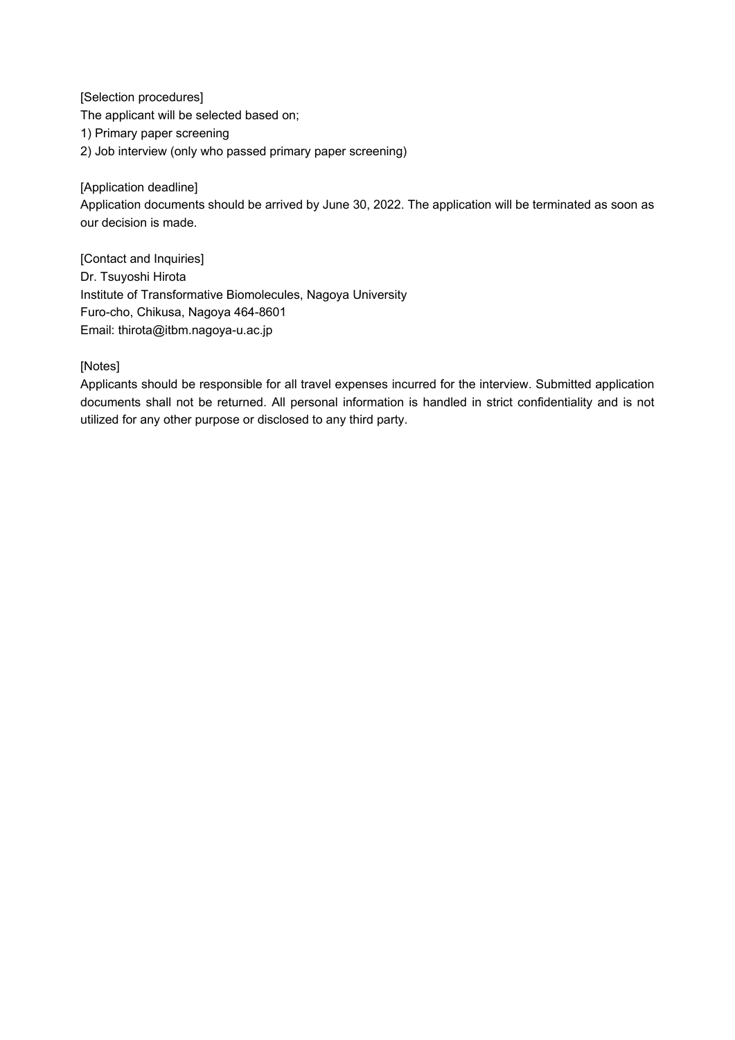[Selection procedures]
The applicant will be selected based on;
1) Primary paper screening
2) Job interview (only who passed primary paper screening)

[Application deadline]
Application documents should be arrived by June 30, 2022. The application will be terminated as soon as our decision is made.

[Contact and Inquiries]
Dr. Tsuyoshi Hirota
Institute of Transformative Biomolecules, Nagoya University
Furo-cho, Chikusa, Nagoya 464-8601
Email: thirota@itbm.nagoya-u.ac.jp

[Notes]
Applicants should be responsible for all travel expenses incurred for the interview. Submitted application documents shall not be returned. All personal information is handled in strict confidentiality and is not utilized for any other purpose or disclosed to any third party.